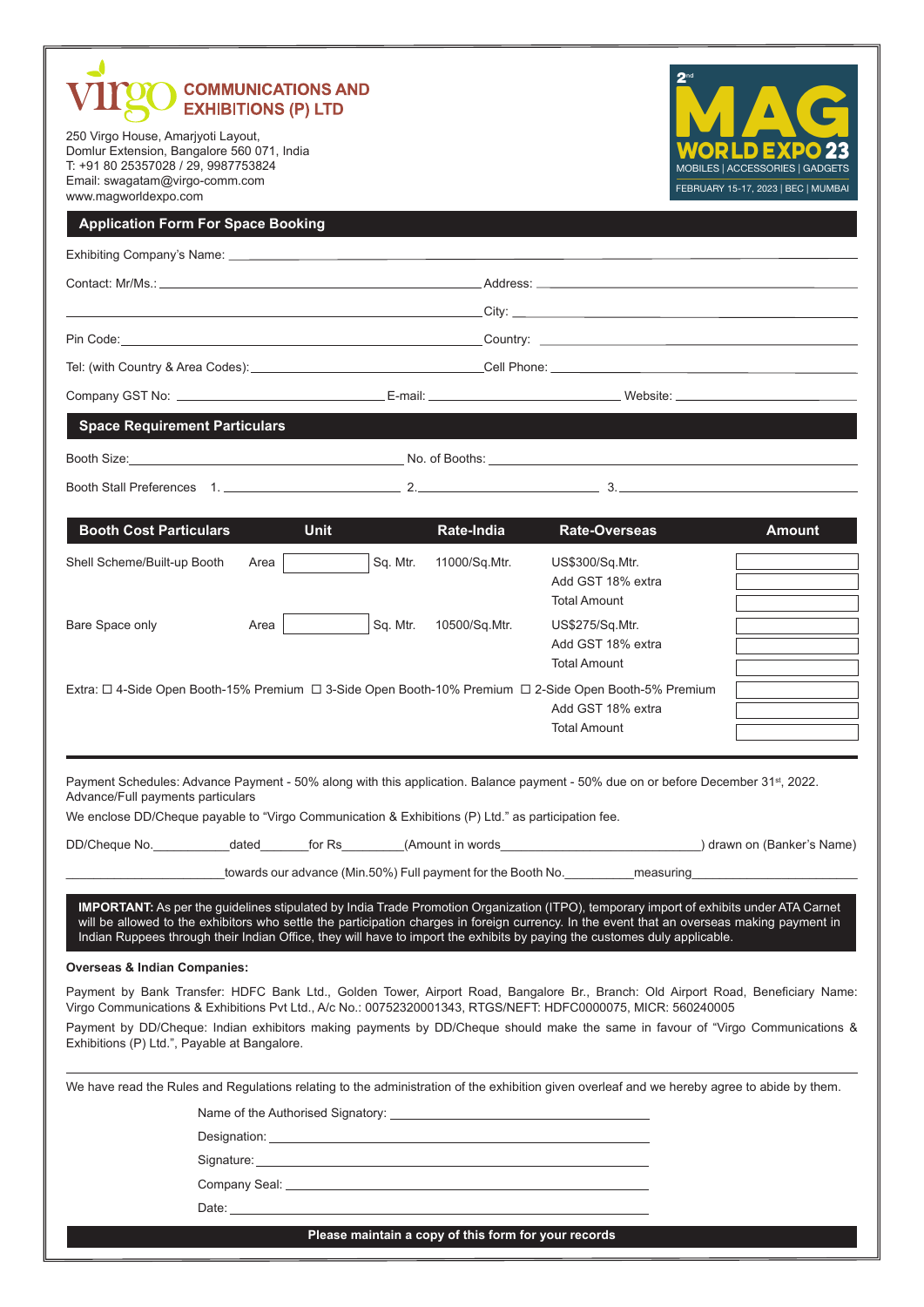# virgo COMMUNICATIONS AND EXHIBITIONS (P) LTD

250 Virgo House, Amarjyoti Layout,
Domlur Extension, Bangalore 560 071, India
T: +91 80 25357028 / 29, 9987753824
Email: swagatam@virgo-comm.com
www.magworldexpo.com

2nd MAG WORLD EXPO 23
MOBILES | ACCESSORIES | GADGETS
FEBRUARY 15-17, 2023 | BEC | MUMBAI

## Application Form For Space Booking

Exhibiting Company's Name: ______________________________

Contact: Mr/Ms.: ______________________ Address: ______________________

______________________ City: ______________________

Pin Code: ______________________ Country: ______________________

Tel: (with Country & Area Codes): ______________________ Cell Phone: ______________________

Company GST No: ______________ E-mail: ______________ Website: ______________

## Space Requirement Particulars

Booth Size: ______________________ No. of Booths: ______________________

Booth Stall Preferences 1. ______________ 2. ______________ 3. ______________

| Booth Cost Particulars | Unit | | | Rate-India | Rate-Overseas | Amount |
|---|---|---|---|---|---|---|
| Shell Scheme/Built-up Booth | Area | | Sq. Mtr. | 11000/Sq.Mtr. | US$300/Sq.Mtr. | |
| | | | | | Add GST 18% extra | |
| | | | | | Total Amount | |
| Bare Space only | Area | | Sq. Mtr. | 10500/Sq.Mtr. | US$275/Sq.Mtr. | |
| | | | | | Add GST 18% extra | |
| | | | | | Total Amount | |
| Extra: ☐ 4-Side Open Booth-15% Premium ☐ 3-Side Open Booth-10% Premium ☐ 2-Side Open Booth-5% Premium | | | | | | |
| | | | | | Add GST 18% extra | |
| | | | | | Total Amount | |

Payment Schedules: Advance Payment - 50% along with this application. Balance payment - 50% due on or before December 31st, 2022.
Advance/Full payments particulars

We enclose DD/Cheque payable to "Virgo Communication & Exhibitions (P) Ltd." as participation fee.

DD/Cheque No.__________dated______for Rs________(Amount in words__________________________) drawn on (Banker's Name)

____________________towards our advance (Min.50%) Full payment for the Booth No.__________measuring____________________

**IMPORTANT:** As per the guidelines stipulated by India Trade Promotion Organization (ITPO), temporary import of exhibits under ATA Carnet will be allowed to the exhibitors who settle the participation charges in foreign currency. In the event that an overseas making payment in Indian Ruppees through their Indian Office, they will have to import the exhibits by paying the customes duly applicable.

**Overseas & Indian Companies:**

Payment by Bank Transfer: HDFC Bank Ltd., Golden Tower, Airport Road, Bangalore Br., Branch: Old Airport Road, Beneficiary Name: Virgo Communications & Exhibitions Pvt Ltd., A/c No.: 00752320001343, RTGS/NEFT: HDFC0000075, MICR: 560240005

Payment by DD/Cheque: Indian exhibitors making payments by DD/Cheque should make the same in favour of "Virgo Communications & Exhibitions (P) Ltd.", Payable at Bangalore.

We have read the Rules and Regulations relating to the administration of the exhibition given overleaf and we hereby agree to abide by them.

Name of the Authorised Signatory: ______________________

Designation: ______________________

Signature: ______________________

Company Seal: ______________________

Date: ______________________

**Please maintain a copy of this form for your records**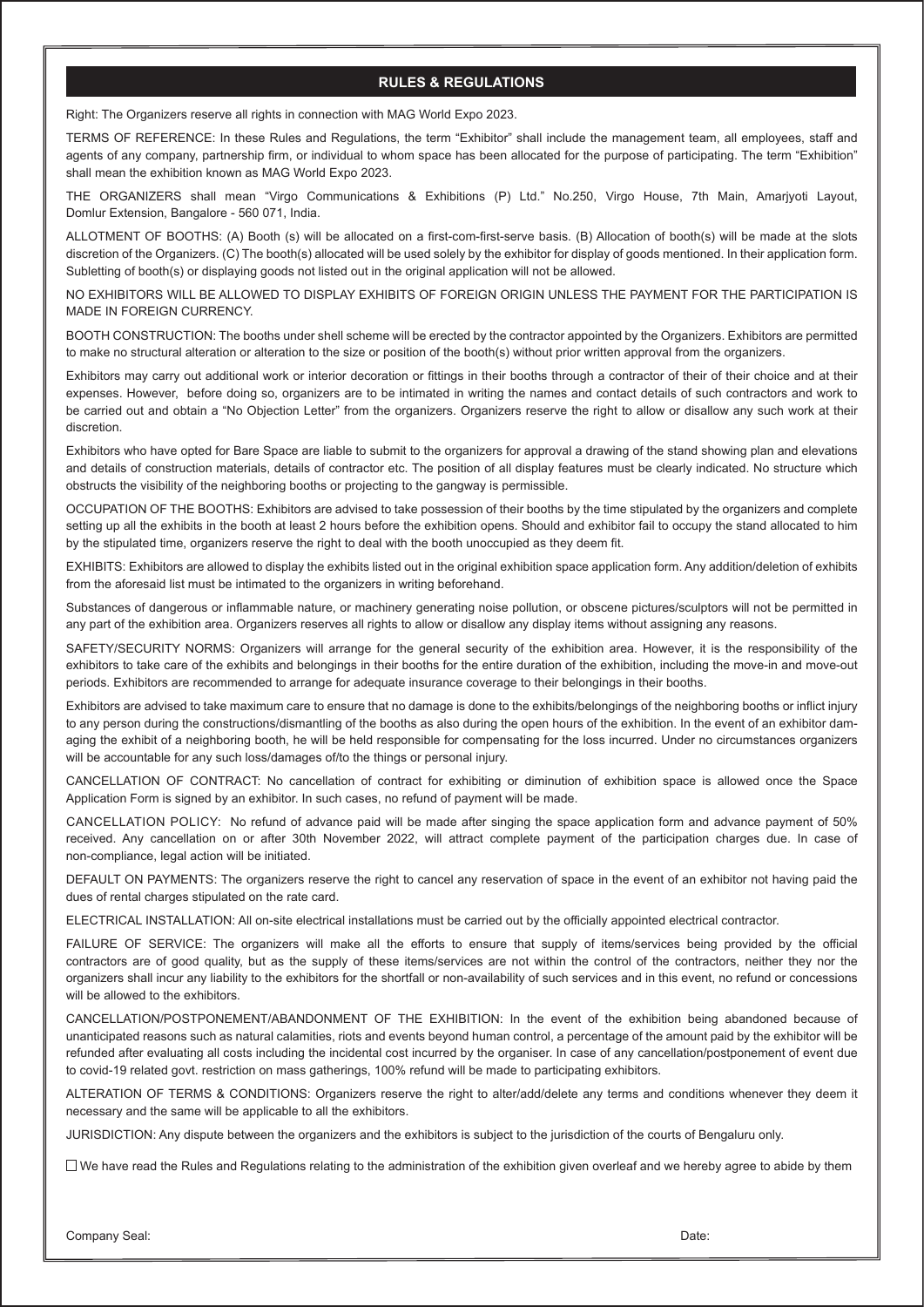## RULES & REGULATIONS

Right: The Organizers reserve all rights in connection with MAG World Expo 2023.

TERMS OF REFERENCE: In these Rules and Regulations, the term "Exhibitor" shall include the management team, all employees, staff and agents of any company, partnership firm, or individual to whom space has been allocated for the purpose of participating. The term "Exhibition" shall mean the exhibition known as MAG World Expo 2023.

THE ORGANIZERS shall mean "Virgo Communications & Exhibitions (P) Ltd." No.250, Virgo House, 7th Main, Amarjyoti Layout, Domlur Extension, Bangalore - 560 071, India.

ALLOTMENT OF BOOTHS: (A) Booth (s) will be allocated on a first-com-first-serve basis. (B) Allocation of booth(s) will be made at the slots discretion of the Organizers. (C) The booth(s) allocated will be used solely by the exhibitor for display of goods mentioned. In their application form. Subletting of booth(s) or displaying goods not listed out in the original application will not be allowed.

NO EXHIBITORS WILL BE ALLOWED TO DISPLAY EXHIBITS OF FOREIGN ORIGIN UNLESS THE PAYMENT FOR THE PARTICIPATION IS MADE IN FOREIGN CURRENCY.

BOOTH CONSTRUCTION: The booths under shell scheme will be erected by the contractor appointed by the Organizers. Exhibitors are permitted to make no structural alteration or alteration to the size or position of the booth(s) without prior written approval from the organizers.

Exhibitors may carry out additional work or interior decoration or fittings in their booths through a contractor of their of their choice and at their expenses. However, before doing so, organizers are to be intimated in writing the names and contact details of such contractors and work to be carried out and obtain a "No Objection Letter" from the organizers. Organizers reserve the right to allow or disallow any such work at their discretion.

Exhibitors who have opted for Bare Space are liable to submit to the organizers for approval a drawing of the stand showing plan and elevations and details of construction materials, details of contractor etc. The position of all display features must be clearly indicated. No structure which obstructs the visibility of the neighboring booths or projecting to the gangway is permissible.

OCCUPATION OF THE BOOTHS: Exhibitors are advised to take possession of their booths by the time stipulated by the organizers and complete setting up all the exhibits in the booth at least 2 hours before the exhibition opens. Should and exhibitor fail to occupy the stand allocated to him by the stipulated time, organizers reserve the right to deal with the booth unoccupied as they deem fit.

EXHIBITS: Exhibitors are allowed to display the exhibits listed out in the original exhibition space application form. Any addition/deletion of exhibits from the aforesaid list must be intimated to the organizers in writing beforehand.

Substances of dangerous or inflammable nature, or machinery generating noise pollution, or obscene pictures/sculptors will not be permitted in any part of the exhibition area. Organizers reserves all rights to allow or disallow any display items without assigning any reasons.

SAFETY/SECURITY NORMS: Organizers will arrange for the general security of the exhibition area. However, it is the responsibility of the exhibitors to take care of the exhibits and belongings in their booths for the entire duration of the exhibition, including the move-in and move-out periods. Exhibitors are recommended to arrange for adequate insurance coverage to their belongings in their booths.

Exhibitors are advised to take maximum care to ensure that no damage is done to the exhibits/belongings of the neighboring booths or inflict injury to any person during the constructions/dismantling of the booths as also during the open hours of the exhibition. In the event of an exhibitor damaging the exhibit of a neighboring booth, he will be held responsible for compensating for the loss incurred. Under no circumstances organizers will be accountable for any such loss/damages of/to the things or personal injury.

CANCELLATION OF CONTRACT: No cancellation of contract for exhibiting or diminution of exhibition space is allowed once the Space Application Form is signed by an exhibitor. In such cases, no refund of payment will be made.

CANCELLATION POLICY: No refund of advance paid will be made after singing the space application form and advance payment of 50% received. Any cancellation on or after 30th November 2022, will attract complete payment of the participation charges due. In case of non-compliance, legal action will be initiated.

DEFAULT ON PAYMENTS: The organizers reserve the right to cancel any reservation of space in the event of an exhibitor not having paid the dues of rental charges stipulated on the rate card.

ELECTRICAL INSTALLATION: All on-site electrical installations must be carried out by the officially appointed electrical contractor.

FAILURE OF SERVICE: The organizers will make all the efforts to ensure that supply of items/services being provided by the official contractors are of good quality, but as the supply of these items/services are not within the control of the contractors, neither they nor the organizers shall incur any liability to the exhibitors for the shortfall or non-availability of such services and in this event, no refund or concessions will be allowed to the exhibitors.

CANCELLATION/POSTPONEMENT/ABANDONMENT OF THE EXHIBITION: In the event of the exhibition being abandoned because of unanticipated reasons such as natural calamities, riots and events beyond human control, a percentage of the amount paid by the exhibitor will be refunded after evaluating all costs including the incidental cost incurred by the organiser. In case of any cancellation/postponement of event due to covid-19 related govt. restriction on mass gatherings, 100% refund will be made to participating exhibitors.

ALTERATION OF TERMS & CONDITIONS: Organizers reserve the right to alter/add/delete any terms and conditions whenever they deem it necessary and the same will be applicable to all the exhibitors.

JURISDICTION: Any dispute between the organizers and the exhibitors is subject to the jurisdiction of the courts of Bengaluru only.

☐ We have read the Rules and Regulations relating to the administration of the exhibition given overleaf and we hereby agree to abide by them

Company Seal:

Date: